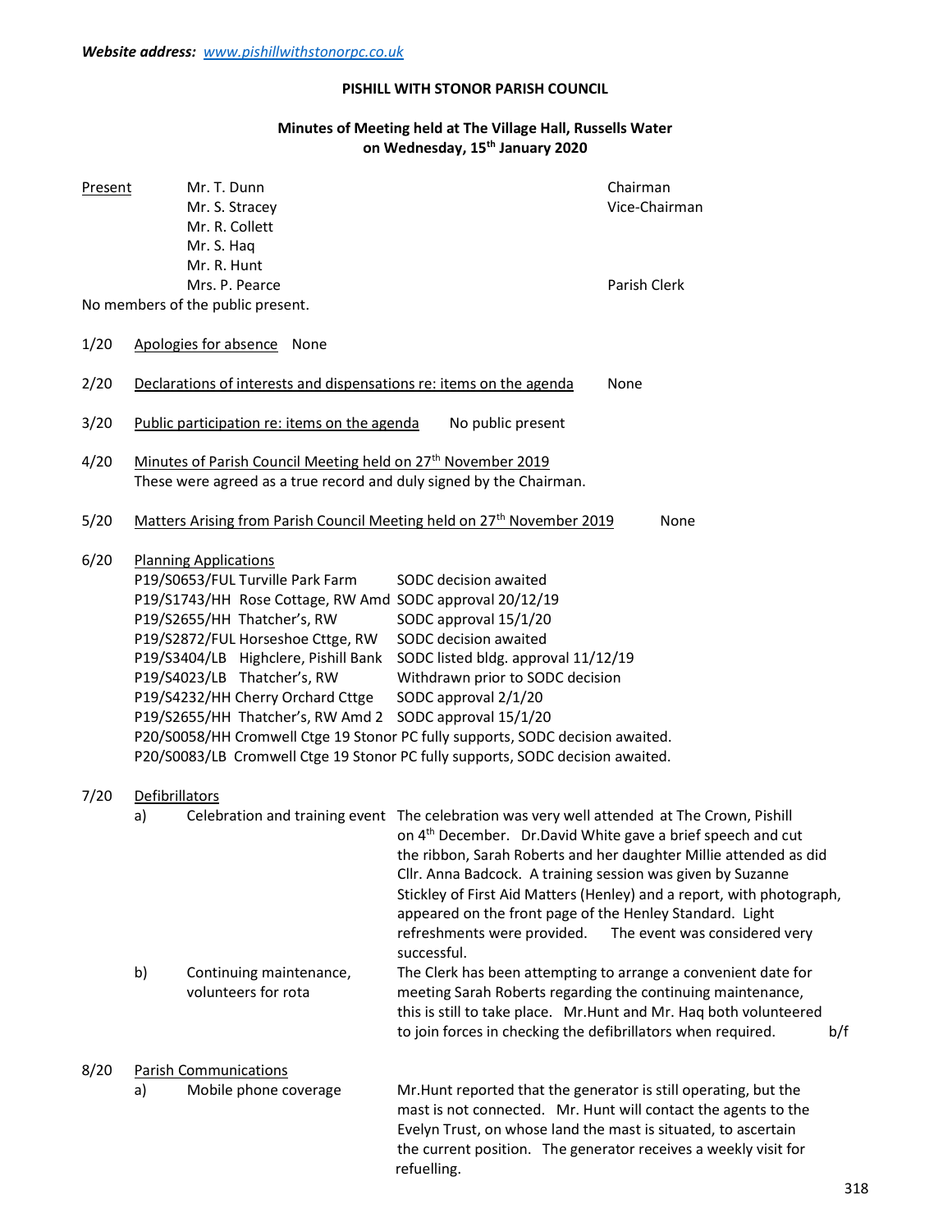***Website address:*** *www.pishillwithstonorpc.co.uk*

**PISHILL WITH STONOR PARISH COUNCIL**

**Minutes of Meeting held at The Village Hall, Russells Water on Wednesday, 15th January 2020**

Present

| | |
|---|---|
| Mr. T. Dunn | Chairman |
| Mr. S. Stracey | Vice-Chairman |
| Mr. R. Collett | |
| Mr. S. Haq | |
| Mr. R. Hunt | |
| Mrs. P. Pearce | Parish Clerk |

No members of the public present.

1/20 Apologies for absence None

2/20 Declarations of interests and dispensations re: items on the agenda None

3/20 Public participation re: items on the agenda No public present

4/20 Minutes of Parish Council Meeting held on 27th November 2019
These were agreed as a true record and duly signed by the Chairman.

5/20 Matters Arising from Parish Council Meeting held on 27th November 2019 None

6/20 Planning Applications

| | |
|---|---|
| P19/S0653/FUL Turville Park Farm | SODC decision awaited |
| P19/S1743/HH Rose Cottage, RW Amd | SODC approval 20/12/19 |
| P19/S2655/HH Thatcher's, RW | SODC approval 15/1/20 |
| P19/S2872/FUL Horseshoe Cttge, RW | SODC decision awaited |
| P19/S3404/LB Highclere, Pishill Bank | SODC listed bldg. approval 11/12/19 |
| P19/S4023/LB Thatcher's, RW | Withdrawn prior to SODC decision |
| P19/S4232/HH Cherry Orchard Cttge | SODC approval 2/1/20 |
| P19/S2655/HH Thatcher's, RW Amd 2 | SODC approval 15/1/20 |

P20/S0058/HH Cromwell Ctge 19 Stonor PC fully supports, SODC decision awaited.
P20/S0083/LB Cromwell Ctge 19 Stonor PC fully supports, SODC decision awaited.

7/20 Defibrillators

a) Celebration and training event — The celebration was very well attended at The Crown, Pishill on 4th December. Dr.David White gave a brief speech and cut the ribbon, Sarah Roberts and her daughter Millie attended as did Cllr. Anna Badcock. A training session was given by Suzanne Stickley of First Aid Matters (Henley) and a report, with photograph, appeared on the front page of the Henley Standard. Light refreshments were provided. The event was considered very successful.

b) Continuing maintenance, volunteers for rota — The Clerk has been attempting to arrange a convenient date for meeting Sarah Roberts regarding the continuing maintenance, this is still to take place. Mr.Hunt and Mr. Haq both volunteered to join forces in checking the defibrillators when required. b/f

8/20 Parish Communications

a) Mobile phone coverage — Mr.Hunt reported that the generator is still operating, but the mast is not connected. Mr. Hunt will contact the agents to the Evelyn Trust, on whose land the mast is situated, to ascertain the current position. The generator receives a weekly visit for refuelling.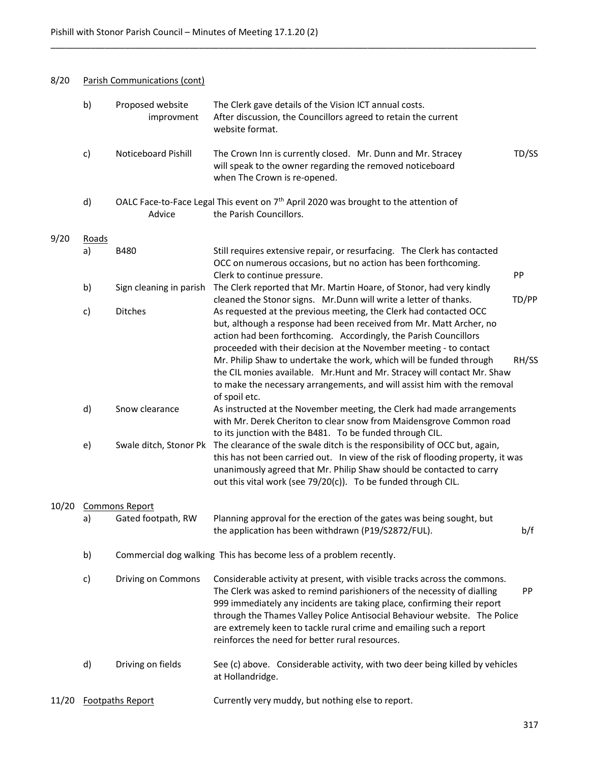| | | | | |
|---|---|---|---|---|
| 8/20 | Parish Communications (cont) | | | |
| | b) | Proposed website improvment | The Clerk gave details of the Vision ICT annual costs. After discussion, the Councillors agreed to retain the current website format. | |
| | c) | Noticeboard Pishill | The Crown Inn is currently closed. Mr. Dunn and Mr. Stracey will speak to the owner regarding the removed noticeboard when The Crown is re-opened. | TD/SS |
| | d) | OALC Face-to-Face Legal Advice | This event on 7th April 2020 was brought to the attention of the Parish Councillors. | |
| 9/20 | Roads | | | |
| | a) | B480 | Still requires extensive repair, or resurfacing. The Clerk has contacted OCC on numerous occasions, but no action has been forthcoming. Clerk to continue pressure. | PP |
| | b) | Sign cleaning in parish | The Clerk reported that Mr. Martin Hoare, of Stonor, had very kindly cleaned the Stonor signs. Mr.Dunn will write a letter of thanks. | TD/PP |
| | c) | Ditches | As requested at the previous meeting, the Clerk had contacted OCC but, although a response had been received from Mr. Matt Archer, no action had been forthcoming. Accordingly, the Parish Councillors proceeded with their decision at the November meeting - to contact Mr. Philip Shaw to undertake the work, which will be funded through the CIL monies available. Mr.Hunt and Mr. Stracey will contact Mr. Shaw to make the necessary arrangements, and will assist him with the removal of spoil etc. | RH/SS |
| | d) | Snow clearance | As instructed at the November meeting, the Clerk had made arrangements with Mr. Derek Cheriton to clear snow from Maidensgrove Common road to its junction with the B481. To be funded through CIL. | |
| | e) | Swale ditch, Stonor Pk | The clearance of the swale ditch is the responsibility of OCC but, again, this has not been carried out. In view of the risk of flooding property, it was unanimously agreed that Mr. Philip Shaw should be contacted to carry out this vital work (see 79/20(c)). To be funded through CIL. | |
| 10/20 | Commons Report | | | |
| | a) | Gated footpath, RW | Planning approval for the erection of the gates was being sought, but the application has been withdrawn (P19/S2872/FUL). | b/f |
| | b) | Commercial dog walking | This has become less of a problem recently. | |
| | c) | Driving on Commons | Considerable activity at present, with visible tracks across the commons. The Clerk was asked to remind parishioners of the necessity of dialling 999 immediately any incidents are taking place, confirming their report through the Thames Valley Police Antisocial Behaviour website. The Police are extremely keen to tackle rural crime and emailing such a report reinforces the need for better rural resources. | PP |
| | d) | Driving on fields | See (c) above. Considerable activity, with two deer being killed by vehicles at Hollandridge. | |
| 11/20 | Footpaths Report | | Currently very muddy, but nothing else to report. | |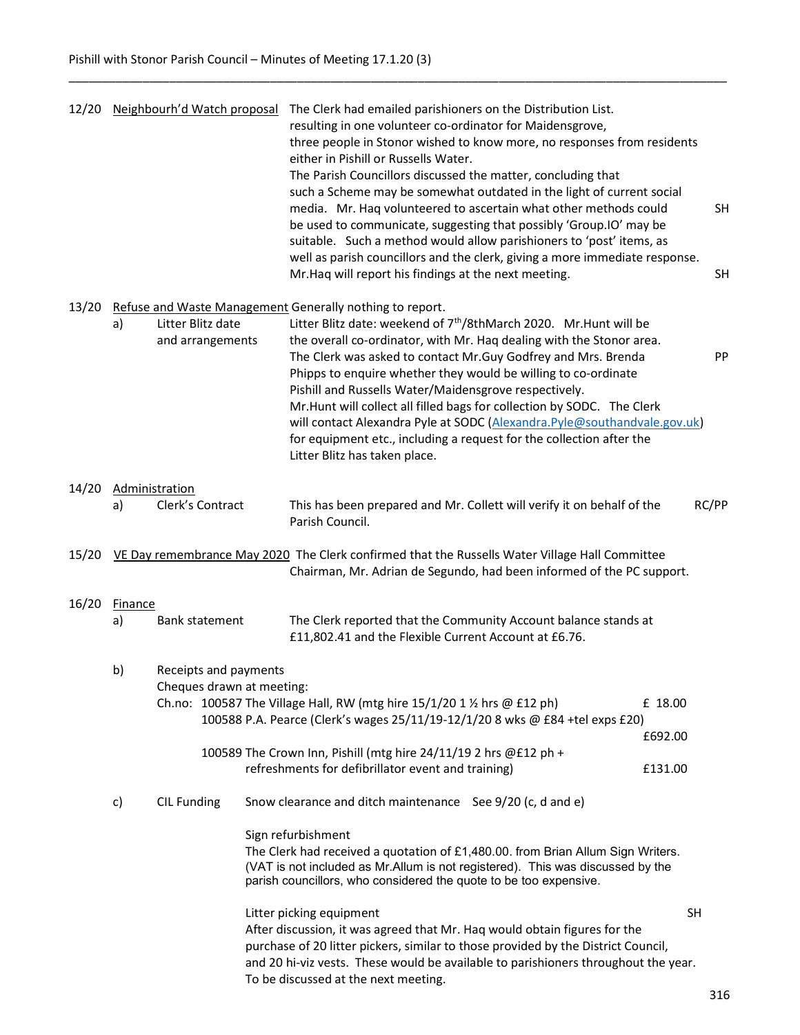| | | | | |
|---|---|---|---|---|
| 12/20 | Neighbourh'd Watch proposal | | The Clerk had emailed parishioners on the Distribution List. resulting in one volunteer co-ordinator for Maidensgrove, three people in Stonor wished to know more, no responses from residents either in Pishill or Russells Water. The Parish Councillors discussed the matter, concluding that such a Scheme may be somewhat outdated in the light of current social media. Mr. Haq volunteered to ascertain what other methods could be used to communicate, suggesting that possibly 'Group.IO' may be suitable. Such a method would allow parishioners to 'post' items, as well as parish councillors and the clerk, giving a more immediate response. Mr.Haq will report his findings at the next meeting. | SH SH |
| 13/20 | Refuse and Waste Management | | Generally nothing to report. | |
| | a) | Litter Blitz date and arrangements | Litter Blitz date: weekend of 7th/8thMarch 2020. Mr.Hunt will be the overall co-ordinator, with Mr. Haq dealing with the Stonor area. The Clerk was asked to contact Mr.Guy Godfrey and Mrs. Brenda Phipps to enquire whether they would be willing to co-ordinate Pishill and Russells Water/Maidensgrove respectively. Mr.Hunt will collect all filled bags for collection by SODC. The Clerk will contact Alexandra Pyle at SODC (Alexandra.Pyle@southandvale.gov.uk) for equipment etc., including a request for the collection after the Litter Blitz has taken place. | PP |
| 14/20 | Administration | | | |
| | a) | Clerk's Contract | This has been prepared and Mr. Collett will verify it on behalf of the Parish Council. | RC/PP |
| 15/20 | VE Day remembrance May 2020 | | The Clerk confirmed that the Russells Water Village Hall Committee Chairman, Mr. Adrian de Segundo, had been informed of the PC support. | |
| 16/20 | Finance | | | |
| | a) | Bank statement | The Clerk reported that the Community Account balance stands at £11,802.41 and the Flexible Current Account at £6.76. | |

b) Receipts and payments

Cheques drawn at meeting:

| Ch.no: | Payee / Details | Amount |
|---|---|---|
| 100587 | The Village Hall, RW (mtg hire 15/1/20 1 ½ hrs @ £12 ph) | £ 18.00 |
| 100588 | P.A. Pearce (Clerk's wages 25/11/19-12/1/20 8 wks @ £84 +tel exps £20) | £692.00 |
| 100589 | The Crown Inn, Pishill (mtg hire 24/11/19 2 hrs @£12 ph + refreshments for defibrillator event and training) | £131.00 |

c) CIL Funding

Snow clearance and ditch maintenance See 9/20 (c, d and e)

Sign refurbishment
The Clerk had received a quotation of £1,480.00. from Brian Allum Sign Writers. (VAT is not included as Mr.Allum is not registered). This was discussed by the parish councillors, who considered the quote to be too expensive.

Litter picking equipment — SH
After discussion, it was agreed that Mr. Haq would obtain figures for the purchase of 20 litter pickers, similar to those provided by the District Council, and 20 hi-viz vests. These would be available to parishioners throughout the year. To be discussed at the next meeting.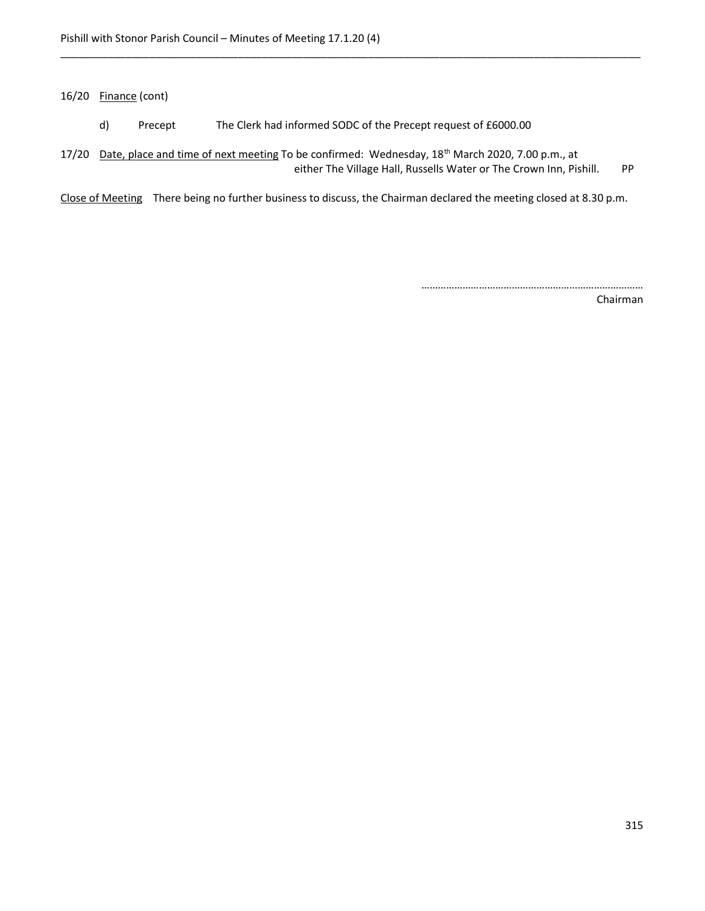16/20 Finance (cont)

d) Precept — The Clerk had informed SODC of the Precept request of £6000.00

17/20 Date, place and time of next meeting To be confirmed: Wednesday, 18th March 2020, 7.00 p.m., at either The Village Hall, Russells Water or The Crown Inn, Pishill. PP

Close of Meeting There being no further business to discuss, the Chairman declared the meeting closed at 8.30 p.m.

………………………………………………………………………
Chairman